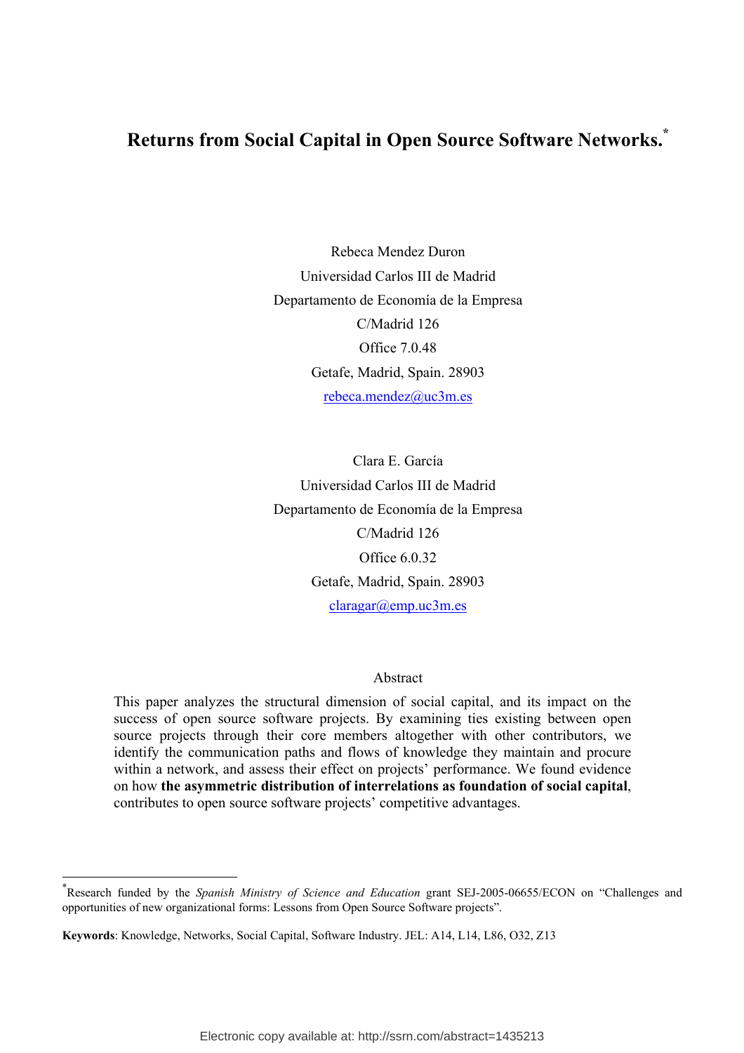# Returns from Social Capital in Open Source Software Networks.[*]

Rebeca Mendez Duron
Universidad Carlos III de Madrid
Departamento de Economía de la Empresa
C/Madrid 126
Office 7.0.48
Getafe, Madrid, Spain. 28903
rebeca.mendez@uc3m.es

Clara E. García
Universidad Carlos III de Madrid
Departamento de Economía de la Empresa
C/Madrid 126
Office 6.0.32
Getafe, Madrid, Spain. 28903
claragar@emp.uc3m.es

## Abstract

This paper analyzes the structural dimension of social capital, and its impact on the success of open source software projects. By examining ties existing between open source projects through their core members altogether with other contributors, we identify the communication paths and flows of knowledge they maintain and procure within a network, and assess their effect on projects' performance. We found evidence on how **the asymmetric distribution of interrelations as foundation of social capital**, contributes to open source software projects' competitive advantages.

---

[*] Research funded by the *Spanish Ministry of Science and Education* grant SEJ-2005-06655/ECON on "Challenges and opportunities of new organizational forms: Lessons from Open Source Software projects".

**Keywords**: Knowledge, Networks, Social Capital, Software Industry. JEL: A14, L14, L86, O32, Z13

Electronic copy available at: http://ssrn.com/abstract=1435213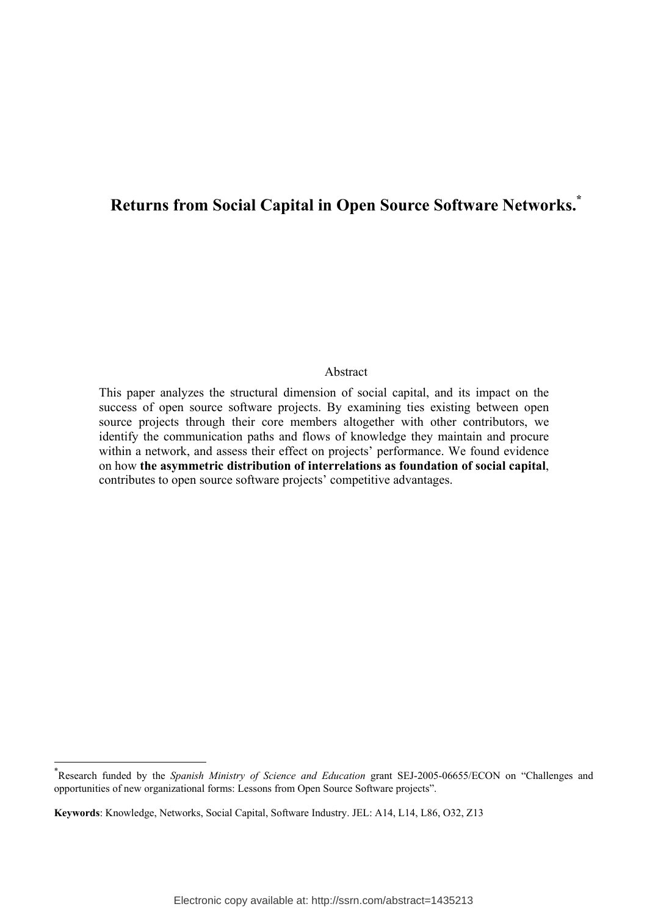# Returns from Social Capital in Open Source Software Networks.*

Abstract

This paper analyzes the structural dimension of social capital, and its impact on the success of open source software projects. By examining ties existing between open source projects through their core members altogether with other contributors, we identify the communication paths and flows of knowledge they maintain and procure within a network, and assess their effect on projects' performance. We found evidence on how **the asymmetric distribution of interrelations as foundation of social capital**, contributes to open source software projects' competitive advantages.

*Research funded by the *Spanish Ministry of Science and Education* grant SEJ-2005-06655/ECON on "Challenges and opportunities of new organizational forms: Lessons from Open Source Software projects".

**Keywords**: Knowledge, Networks, Social Capital, Software Industry. JEL: A14, L14, L86, O32, Z13

Electronic copy available at: http://ssrn.com/abstract=1435213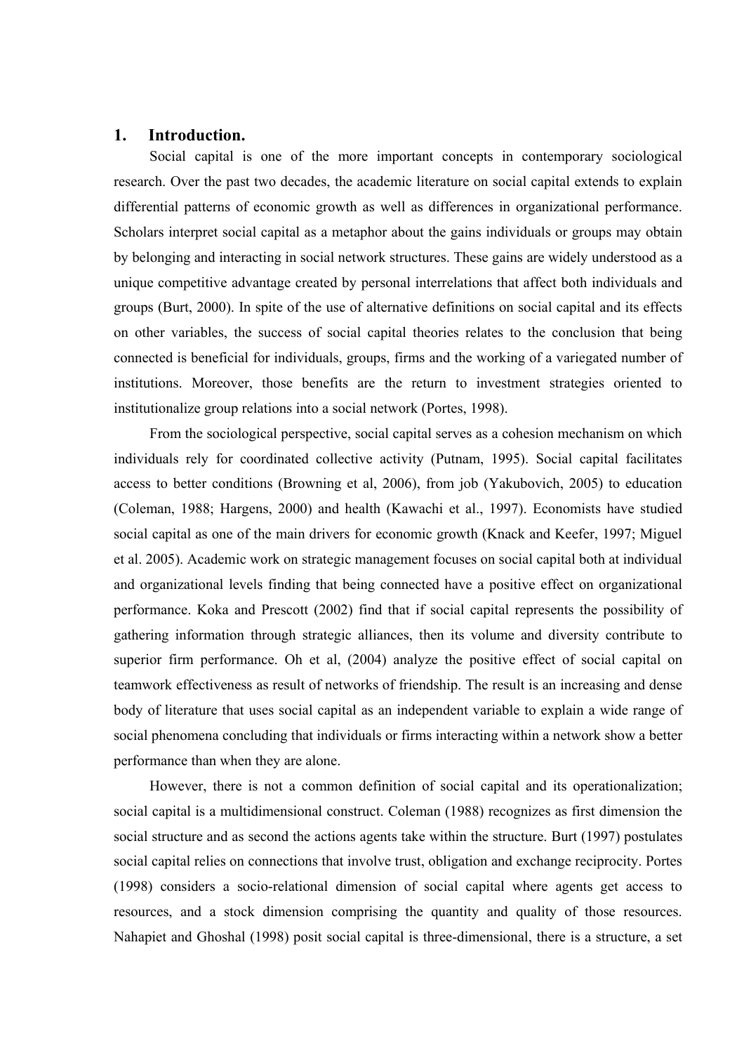## 1. Introduction.

Social capital is one of the more important concepts in contemporary sociological research. Over the past two decades, the academic literature on social capital extends to explain differential patterns of economic growth as well as differences in organizational performance. Scholars interpret social capital as a metaphor about the gains individuals or groups may obtain by belonging and interacting in social network structures. These gains are widely understood as a unique competitive advantage created by personal interrelations that affect both individuals and groups (Burt, 2000). In spite of the use of alternative definitions on social capital and its effects on other variables, the success of social capital theories relates to the conclusion that being connected is beneficial for individuals, groups, firms and the working of a variegated number of institutions. Moreover, those benefits are the return to investment strategies oriented to institutionalize group relations into a social network (Portes, 1998).

From the sociological perspective, social capital serves as a cohesion mechanism on which individuals rely for coordinated collective activity (Putnam, 1995). Social capital facilitates access to better conditions (Browning et al, 2006), from job (Yakubovich, 2005) to education (Coleman, 1988; Hargens, 2000) and health (Kawachi et al., 1997). Economists have studied social capital as one of the main drivers for economic growth (Knack and Keefer, 1997; Miguel et al. 2005). Academic work on strategic management focuses on social capital both at individual and organizational levels finding that being connected have a positive effect on organizational performance. Koka and Prescott (2002) find that if social capital represents the possibility of gathering information through strategic alliances, then its volume and diversity contribute to superior firm performance. Oh et al, (2004) analyze the positive effect of social capital on teamwork effectiveness as result of networks of friendship. The result is an increasing and dense body of literature that uses social capital as an independent variable to explain a wide range of social phenomena concluding that individuals or firms interacting within a network show a better performance than when they are alone.

However, there is not a common definition of social capital and its operationalization; social capital is a multidimensional construct. Coleman (1988) recognizes as first dimension the social structure and as second the actions agents take within the structure. Burt (1997) postulates social capital relies on connections that involve trust, obligation and exchange reciprocity. Portes (1998) considers a socio-relational dimension of social capital where agents get access to resources, and a stock dimension comprising the quantity and quality of those resources. Nahapiet and Ghoshal (1998) posit social capital is three-dimensional, there is a structure, a set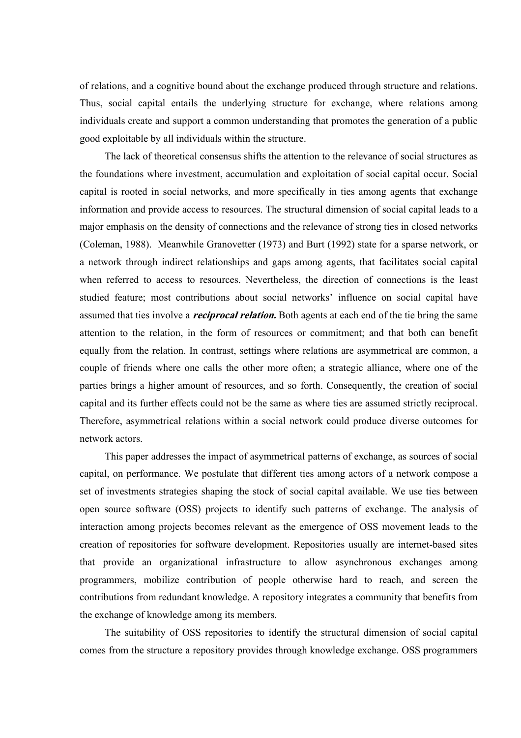of relations, and a cognitive bound about the exchange produced through structure and relations. Thus, social capital entails the underlying structure for exchange, where relations among individuals create and support a common understanding that promotes the generation of a public good exploitable by all individuals within the structure.

The lack of theoretical consensus shifts the attention to the relevance of social structures as the foundations where investment, accumulation and exploitation of social capital occur. Social capital is rooted in social networks, and more specifically in ties among agents that exchange information and provide access to resources. The structural dimension of social capital leads to a major emphasis on the density of connections and the relevance of strong ties in closed networks (Coleman, 1988). Meanwhile Granovetter (1973) and Burt (1992) state for a sparse network, or a network through indirect relationships and gaps among agents, that facilitates social capital when referred to access to resources. Nevertheless, the direction of connections is the least studied feature; most contributions about social networks' influence on social capital have assumed that ties involve a ***reciprocal relation.*** Both agents at each end of the tie bring the same attention to the relation, in the form of resources or commitment; and that both can benefit equally from the relation. In contrast, settings where relations are asymmetrical are common, a couple of friends where one calls the other more often; a strategic alliance, where one of the parties brings a higher amount of resources, and so forth. Consequently, the creation of social capital and its further effects could not be the same as where ties are assumed strictly reciprocal. Therefore, asymmetrical relations within a social network could produce diverse outcomes for network actors.

This paper addresses the impact of asymmetrical patterns of exchange, as sources of social capital, on performance. We postulate that different ties among actors of a network compose a set of investments strategies shaping the stock of social capital available. We use ties between open source software (OSS) projects to identify such patterns of exchange. The analysis of interaction among projects becomes relevant as the emergence of OSS movement leads to the creation of repositories for software development. Repositories usually are internet-based sites that provide an organizational infrastructure to allow asynchronous exchanges among programmers, mobilize contribution of people otherwise hard to reach, and screen the contributions from redundant knowledge. A repository integrates a community that benefits from the exchange of knowledge among its members.

The suitability of OSS repositories to identify the structural dimension of social capital comes from the structure a repository provides through knowledge exchange. OSS programmers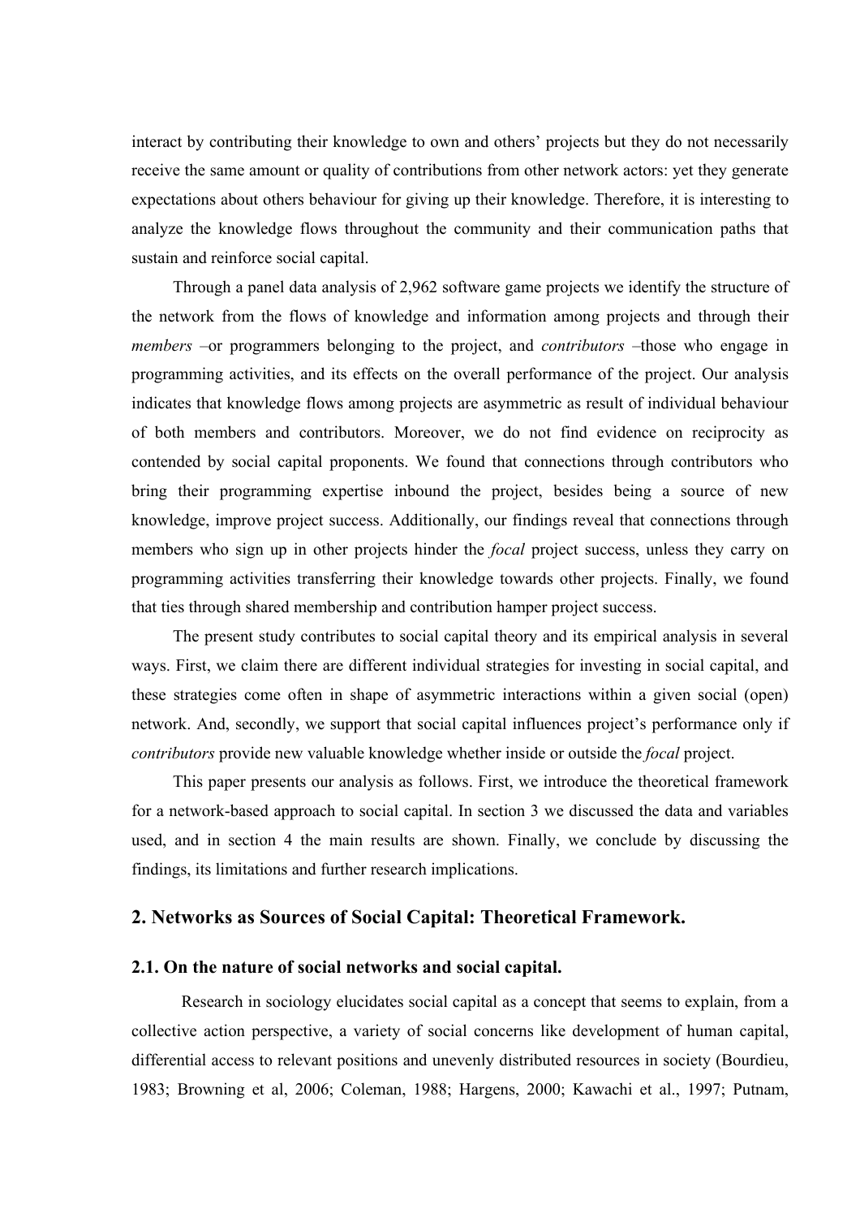interact by contributing their knowledge to own and others' projects but they do not necessarily receive the same amount or quality of contributions from other network actors: yet they generate expectations about others behaviour for giving up their knowledge. Therefore, it is interesting to analyze the knowledge flows throughout the community and their communication paths that sustain and reinforce social capital.

Through a panel data analysis of 2,962 software game projects we identify the structure of the network from the flows of knowledge and information among projects and through their *members* –or programmers belonging to the project, and *contributors* –those who engage in programming activities, and its effects on the overall performance of the project. Our analysis indicates that knowledge flows among projects are asymmetric as result of individual behaviour of both members and contributors. Moreover, we do not find evidence on reciprocity as contended by social capital proponents. We found that connections through contributors who bring their programming expertise inbound the project, besides being a source of new knowledge, improve project success. Additionally, our findings reveal that connections through members who sign up in other projects hinder the *focal* project success, unless they carry on programming activities transferring their knowledge towards other projects. Finally, we found that ties through shared membership and contribution hamper project success.

The present study contributes to social capital theory and its empirical analysis in several ways. First, we claim there are different individual strategies for investing in social capital, and these strategies come often in shape of asymmetric interactions within a given social (open) network. And, secondly, we support that social capital influences project's performance only if *contributors* provide new valuable knowledge whether inside or outside the *focal* project.

This paper presents our analysis as follows. First, we introduce the theoretical framework for a network-based approach to social capital. In section 3 we discussed the data and variables used, and in section 4 the main results are shown. Finally, we conclude by discussing the findings, its limitations and further research implications.

## 2. Networks as Sources of Social Capital: Theoretical Framework.

### 2.1. On the nature of social networks and social capital.

Research in sociology elucidates social capital as a concept that seems to explain, from a collective action perspective, a variety of social concerns like development of human capital, differential access to relevant positions and unevenly distributed resources in society (Bourdieu, 1983; Browning et al, 2006; Coleman, 1988; Hargens, 2000; Kawachi et al., 1997; Putnam,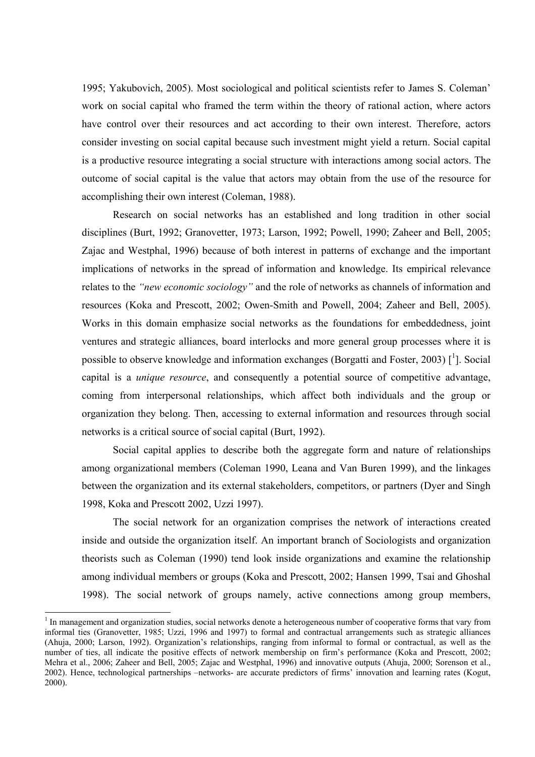1995; Yakubovich, 2005). Most sociological and political scientists refer to James S. Coleman' work on social capital who framed the term within the theory of rational action, where actors have control over their resources and act according to their own interest. Therefore, actors consider investing on social capital because such investment might yield a return. Social capital is a productive resource integrating a social structure with interactions among social actors. The outcome of social capital is the value that actors may obtain from the use of the resource for accomplishing their own interest (Coleman, 1988).

Research on social networks has an established and long tradition in other social disciplines (Burt, 1992; Granovetter, 1973; Larson, 1992; Powell, 1990; Zaheer and Bell, 2005; Zajac and Westphal, 1996) because of both interest in patterns of exchange and the important implications of networks in the spread of information and knowledge. Its empirical relevance relates to the *"new economic sociology"* and the role of networks as channels of information and resources (Koka and Prescott, 2002; Owen-Smith and Powell, 2004; Zaheer and Bell, 2005). Works in this domain emphasize social networks as the foundations for embeddedness, joint ventures and strategic alliances, board interlocks and more general group processes where it is possible to observe knowledge and information exchanges (Borgatti and Foster, 2003) [[1]]. Social capital is a *unique resource*, and consequently a potential source of competitive advantage, coming from interpersonal relationships, which affect both individuals and the group or organization they belong. Then, accessing to external information and resources through social networks is a critical source of social capital (Burt, 1992).

Social capital applies to describe both the aggregate form and nature of relationships among organizational members (Coleman 1990, Leana and Van Buren 1999), and the linkages between the organization and its external stakeholders, competitors, or partners (Dyer and Singh 1998, Koka and Prescott 2002, Uzzi 1997).

The social network for an organization comprises the network of interactions created inside and outside the organization itself. An important branch of Sociologists and organization theorists such as Coleman (1990) tend look inside organizations and examine the relationship among individual members or groups (Koka and Prescott, 2002; Hansen 1999, Tsai and Ghoshal 1998). The social network of groups namely, active connections among group members,

---

[1] In management and organization studies, social networks denote a heterogeneous number of cooperative forms that vary from informal ties (Granovetter, 1985; Uzzi, 1996 and 1997) to formal and contractual arrangements such as strategic alliances (Ahuja, 2000; Larson, 1992). Organization's relationships, ranging from informal to formal or contractual, as well as the number of ties, all indicate the positive effects of network membership on firm's performance (Koka and Prescott, 2002; Mehra et al., 2006; Zaheer and Bell, 2005; Zajac and Westphal, 1996) and innovative outputs (Ahuja, 2000; Sorenson et al., 2002). Hence, technological partnerships –networks- are accurate predictors of firms' innovation and learning rates (Kogut, 2000).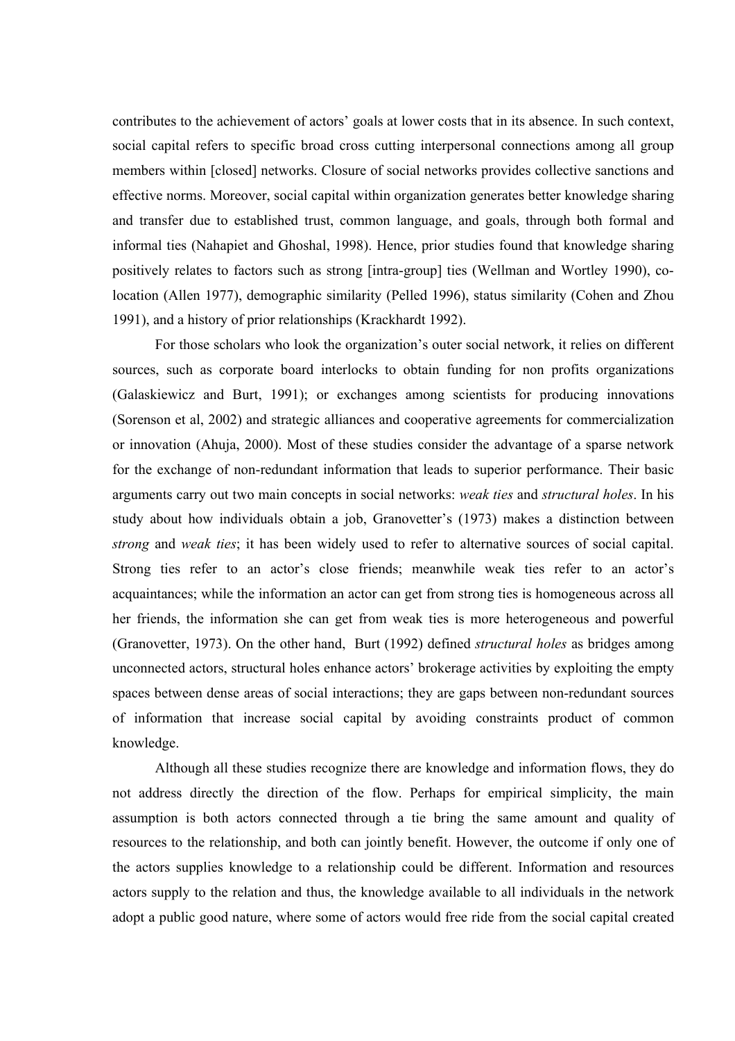contributes to the achievement of actors' goals at lower costs that in its absence. In such context, social capital refers to specific broad cross cutting interpersonal connections among all group members within [closed] networks. Closure of social networks provides collective sanctions and effective norms. Moreover, social capital within organization generates better knowledge sharing and transfer due to established trust, common language, and goals, through both formal and informal ties (Nahapiet and Ghoshal, 1998). Hence, prior studies found that knowledge sharing positively relates to factors such as strong [intra-group] ties (Wellman and Wortley 1990), co-location (Allen 1977), demographic similarity (Pelled 1996), status similarity (Cohen and Zhou 1991), and a history of prior relationships (Krackhardt 1992).

For those scholars who look the organization's outer social network, it relies on different sources, such as corporate board interlocks to obtain funding for non profits organizations (Galaskiewicz and Burt, 1991); or exchanges among scientists for producing innovations (Sorenson et al, 2002) and strategic alliances and cooperative agreements for commercialization or innovation (Ahuja, 2000). Most of these studies consider the advantage of a sparse network for the exchange of non-redundant information that leads to superior performance. Their basic arguments carry out two main concepts in social networks: *weak ties* and *structural holes*. In his study about how individuals obtain a job, Granovetter's (1973) makes a distinction between *strong* and *weak ties*; it has been widely used to refer to alternative sources of social capital. Strong ties refer to an actor's close friends; meanwhile weak ties refer to an actor's acquaintances; while the information an actor can get from strong ties is homogeneous across all her friends, the information she can get from weak ties is more heterogeneous and powerful (Granovetter, 1973). On the other hand, Burt (1992) defined *structural holes* as bridges among unconnected actors, structural holes enhance actors' brokerage activities by exploiting the empty spaces between dense areas of social interactions; they are gaps between non-redundant sources of information that increase social capital by avoiding constraints product of common knowledge.

Although all these studies recognize there are knowledge and information flows, they do not address directly the direction of the flow. Perhaps for empirical simplicity, the main assumption is both actors connected through a tie bring the same amount and quality of resources to the relationship, and both can jointly benefit. However, the outcome if only one of the actors supplies knowledge to a relationship could be different. Information and resources actors supply to the relation and thus, the knowledge available to all individuals in the network adopt a public good nature, where some of actors would free ride from the social capital created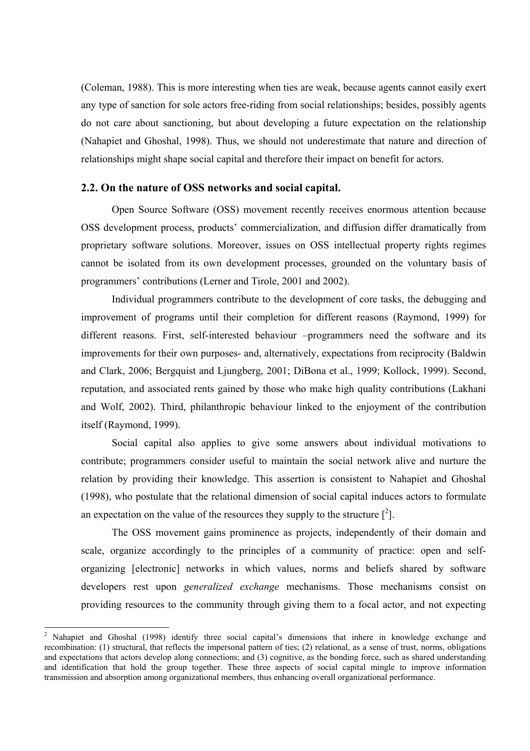(Coleman, 1988). This is more interesting when ties are weak, because agents cannot easily exert any type of sanction for sole actors free-riding from social relationships; besides, possibly agents do not care about sanctioning, but about developing a future expectation on the relationship (Nahapiet and Ghoshal, 1998). Thus, we should not underestimate that nature and direction of relationships might shape social capital and therefore their impact on benefit for actors.

### 2.2. On the nature of OSS networks and social capital.

Open Source Software (OSS) movement recently receives enormous attention because OSS development process, products' commercialization, and diffusion differ dramatically from proprietary software solutions. Moreover, issues on OSS intellectual property rights regimes cannot be isolated from its own development processes, grounded on the voluntary basis of programmers' contributions (Lerner and Tirole, 2001 and 2002).

Individual programmers contribute to the development of core tasks, the debugging and improvement of programs until their completion for different reasons (Raymond, 1999) for different reasons. First, self-interested behaviour –programmers need the software and its improvements for their own purposes- and, alternatively, expectations from reciprocity (Baldwin and Clark, 2006; Bergquist and Ljungberg, 2001; DiBona et al., 1999; Kollock, 1999). Second, reputation, and associated rents gained by those who make high quality contributions (Lakhani and Wolf, 2002). Third, philanthropic behaviour linked to the enjoyment of the contribution itself (Raymond, 1999).

Social capital also applies to give some answers about individual motivations to contribute; programmers consider useful to maintain the social network alive and nurture the relation by providing their knowledge. This assertion is consistent to Nahapiet and Ghoshal (1998), who postulate that the relational dimension of social capital induces actors to formulate an expectation on the value of the resources they supply to the structure [2].

The OSS movement gains prominence as projects, independently of their domain and scale, organize accordingly to the principles of a community of practice: open and self-organizing [electronic] networks in which values, norms and beliefs shared by software developers rest upon *generalized exchange* mechanisms. Those mechanisms consist on providing resources to the community through giving them to a focal actor, and not expecting

---

[2] Nahapiet and Ghoshal (1998) identify three social capital's dimensions that inhere in knowledge exchange and recombination: (1) structural, that reflects the impersonal pattern of ties; (2) relational, as a sense of trust, norms, obligations and expectations that actors develop along connections; and (3) cognitive, as the bonding force, such as shared understanding and identification that hold the group together. These three aspects of social capital mingle to improve information transmission and absorption among organizational members, thus enhancing overall organizational performance.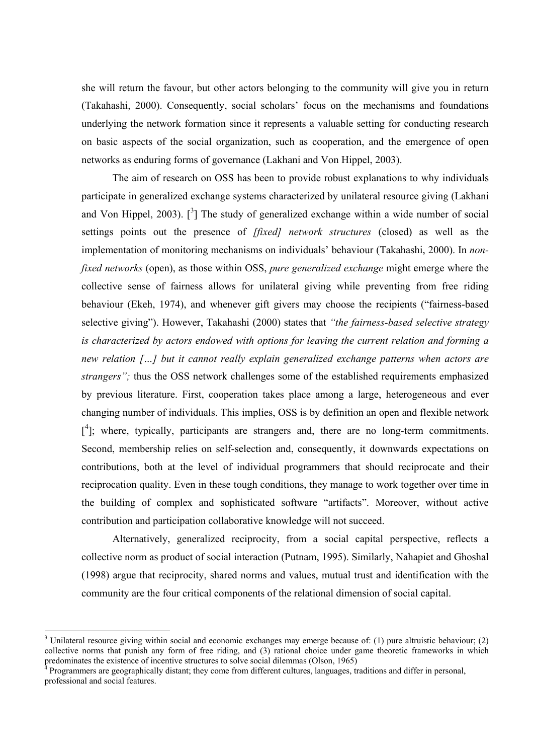she will return the favour, but other actors belonging to the community will give you in return (Takahashi, 2000). Consequently, social scholars' focus on the mechanisms and foundations underlying the network formation since it represents a valuable setting for conducting research on basic aspects of the social organization, such as cooperation, and the emergence of open networks as enduring forms of governance (Lakhani and Von Hippel, 2003).

The aim of research on OSS has been to provide robust explanations to why individuals participate in generalized exchange systems characterized by unilateral resource giving (Lakhani and Von Hippel, 2003). [3] The study of generalized exchange within a wide number of social settings points out the presence of *[fixed] network structures* (closed) as well as the implementation of monitoring mechanisms on individuals' behaviour (Takahashi, 2000). In *non-fixed networks* (open), as those within OSS, *pure generalized exchange* might emerge where the collective sense of fairness allows for unilateral giving while preventing from free riding behaviour (Ekeh, 1974), and whenever gift givers may choose the recipients ("fairness-based selective giving"). However, Takahashi (2000) states that *"the fairness-based selective strategy is characterized by actors endowed with options for leaving the current relation and forming a new relation […] but it cannot really explain generalized exchange patterns when actors are strangers";* thus the OSS network challenges some of the established requirements emphasized by previous literature. First, cooperation takes place among a large, heterogeneous and ever changing number of individuals. This implies, OSS is by definition an open and flexible network [4]; where, typically, participants are strangers and, there are no long-term commitments. Second, membership relies on self-selection and, consequently, it downwards expectations on contributions, both at the level of individual programmers that should reciprocate and their reciprocation quality. Even in these tough conditions, they manage to work together over time in the building of complex and sophisticated software "artifacts". Moreover, without active contribution and participation collaborative knowledge will not succeed.

Alternatively, generalized reciprocity, from a social capital perspective, reflects a collective norm as product of social interaction (Putnam, 1995). Similarly, Nahapiet and Ghoshal (1998) argue that reciprocity, shared norms and values, mutual trust and identification with the community are the four critical components of the relational dimension of social capital.

---

[3] Unilateral resource giving within social and economic exchanges may emerge because of: (1) pure altruistic behaviour; (2) collective norms that punish any form of free riding, and (3) rational choice under game theoretic frameworks in which predominates the existence of incentive structures to solve social dilemmas (Olson, 1965)

[4] Programmers are geographically distant; they come from different cultures, languages, traditions and differ in personal, professional and social features.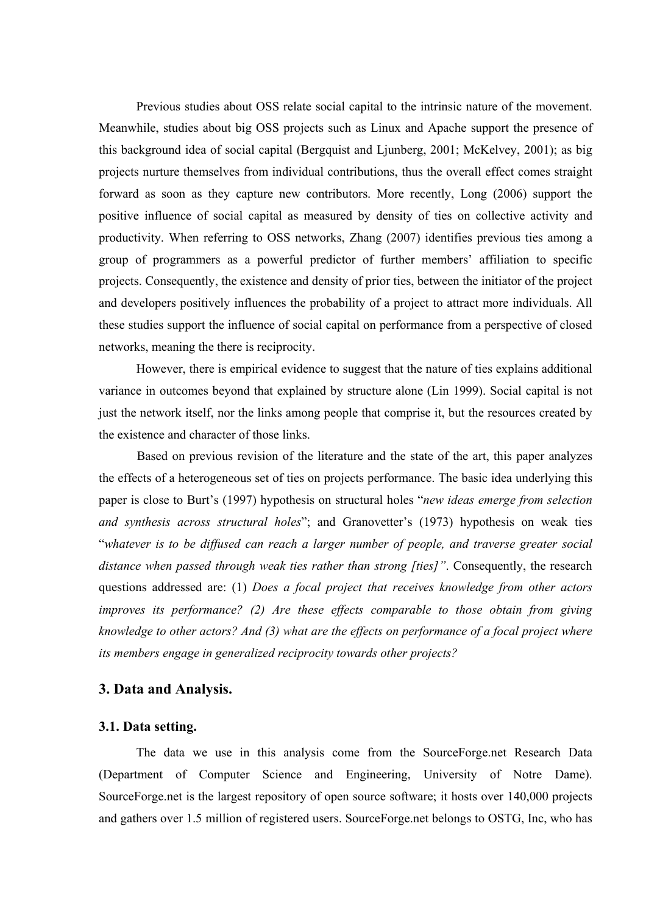Previous studies about OSS relate social capital to the intrinsic nature of the movement. Meanwhile, studies about big OSS projects such as Linux and Apache support the presence of this background idea of social capital (Bergquist and Ljunberg, 2001; McKelvey, 2001); as big projects nurture themselves from individual contributions, thus the overall effect comes straight forward as soon as they capture new contributors. More recently, Long (2006) support the positive influence of social capital as measured by density of ties on collective activity and productivity. When referring to OSS networks, Zhang (2007) identifies previous ties among a group of programmers as a powerful predictor of further members' affiliation to specific projects. Consequently, the existence and density of prior ties, between the initiator of the project and developers positively influences the probability of a project to attract more individuals. All these studies support the influence of social capital on performance from a perspective of closed networks, meaning the there is reciprocity.

However, there is empirical evidence to suggest that the nature of ties explains additional variance in outcomes beyond that explained by structure alone (Lin 1999). Social capital is not just the network itself, nor the links among people that comprise it, but the resources created by the existence and character of those links.

Based on previous revision of the literature and the state of the art, this paper analyzes the effects of a heterogeneous set of ties on projects performance. The basic idea underlying this paper is close to Burt's (1997) hypothesis on structural holes "*new ideas emerge from selection and synthesis across structural holes*"; and Granovetter's (1973) hypothesis on weak ties "*whatever is to be diffused can reach a larger number of people, and traverse greater social distance when passed through weak ties rather than strong [ties]"*. Consequently, the research questions addressed are: (1) *Does a focal project that receives knowledge from other actors improves its performance? (2) Are these effects comparable to those obtain from giving knowledge to other actors? And (3) what are the effects on performance of a focal project where its members engage in generalized reciprocity towards other projects?*

## 3. Data and Analysis.

### 3.1. Data setting.

The data we use in this analysis come from the SourceForge.net Research Data (Department of Computer Science and Engineering, University of Notre Dame). SourceForge.net is the largest repository of open source software; it hosts over 140,000 projects and gathers over 1.5 million of registered users. SourceForge.net belongs to OSTG, Inc, who has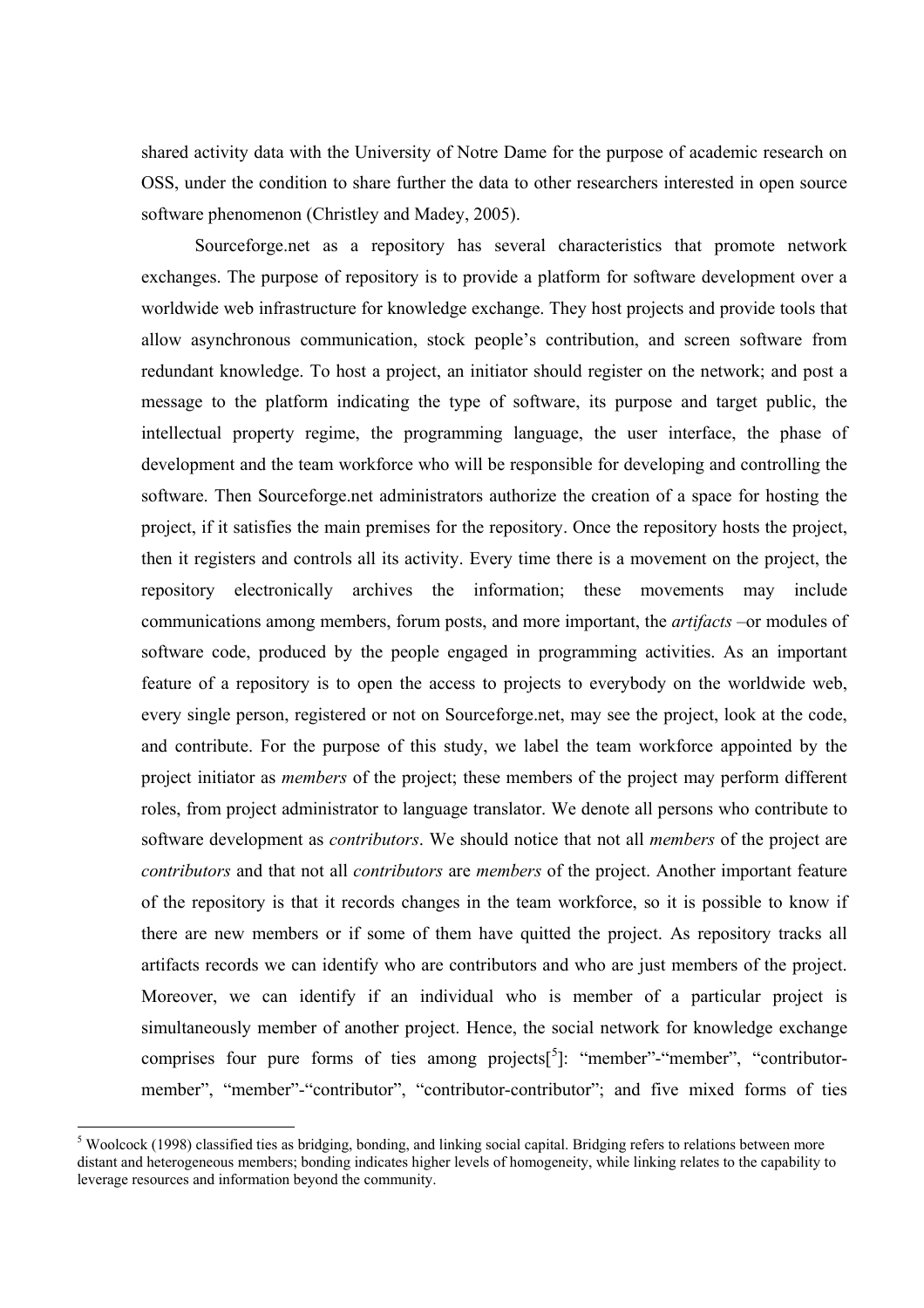shared activity data with the University of Notre Dame for the purpose of academic research on OSS, under the condition to share further the data to other researchers interested in open source software phenomenon (Christley and Madey, 2005).

Sourceforge.net as a repository has several characteristics that promote network exchanges. The purpose of repository is to provide a platform for software development over a worldwide web infrastructure for knowledge exchange. They host projects and provide tools that allow asynchronous communication, stock people's contribution, and screen software from redundant knowledge. To host a project, an initiator should register on the network; and post a message to the platform indicating the type of software, its purpose and target public, the intellectual property regime, the programming language, the user interface, the phase of development and the team workforce who will be responsible for developing and controlling the software. Then Sourceforge.net administrators authorize the creation of a space for hosting the project, if it satisfies the main premises for the repository. Once the repository hosts the project, then it registers and controls all its activity. Every time there is a movement on the project, the repository electronically archives the information; these movements may include communications among members, forum posts, and more important, the *artifacts* –or modules of software code, produced by the people engaged in programming activities. As an important feature of a repository is to open the access to projects to everybody on the worldwide web, every single person, registered or not on Sourceforge.net, may see the project, look at the code, and contribute. For the purpose of this study, we label the team workforce appointed by the project initiator as *members* of the project; these members of the project may perform different roles, from project administrator to language translator. We denote all persons who contribute to software development as *contributors*. We should notice that not all *members* of the project are *contributors* and that not all *contributors* are *members* of the project. Another important feature of the repository is that it records changes in the team workforce, so it is possible to know if there are new members or if some of them have quitted the project. As repository tracks all artifacts records we can identify who are contributors and who are just members of the project. Moreover, we can identify if an individual who is member of a particular project is simultaneously member of another project. Hence, the social network for knowledge exchange comprises four pure forms of ties among projects[5]: "member"-"member", "contributor-member", "member"-"contributor", "contributor-contributor"; and five mixed forms of ties

[5] Woolcock (1998) classified ties as bridging, bonding, and linking social capital. Bridging refers to relations between more distant and heterogeneous members; bonding indicates higher levels of homogeneity, while linking relates to the capability to leverage resources and information beyond the community.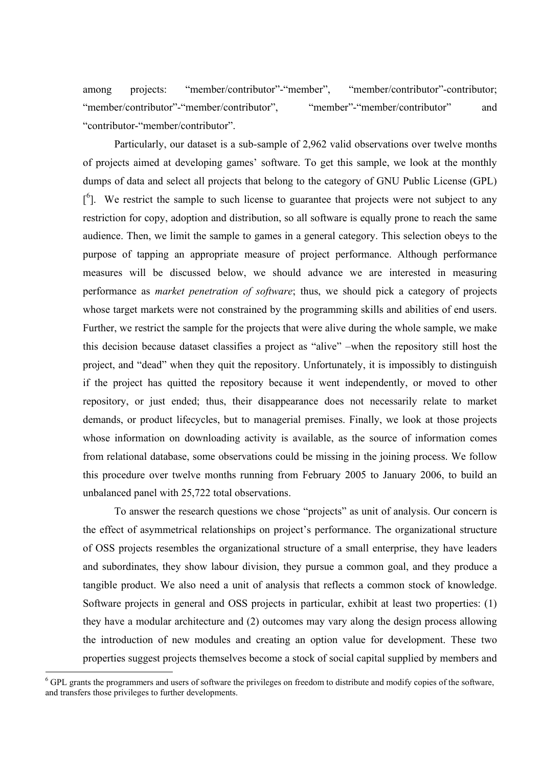among projects: "member/contributor"-"member", "member/contributor"-contributor; "member/contributor"-"member/contributor", "member"-"member/contributor" and "contributor-"member/contributor".

Particularly, our dataset is a sub-sample of 2,962 valid observations over twelve months of projects aimed at developing games' software. To get this sample, we look at the monthly dumps of data and select all projects that belong to the category of GNU Public License (GPL) [[6]]. We restrict the sample to such license to guarantee that projects were not subject to any restriction for copy, adoption and distribution, so all software is equally prone to reach the same audience. Then, we limit the sample to games in a general category. This selection obeys to the purpose of tapping an appropriate measure of project performance. Although performance measures will be discussed below, we should advance we are interested in measuring performance as *market penetration of software*; thus, we should pick a category of projects whose target markets were not constrained by the programming skills and abilities of end users. Further, we restrict the sample for the projects that were alive during the whole sample, we make this decision because dataset classifies a project as "alive" –when the repository still host the project, and "dead" when they quit the repository. Unfortunately, it is impossibly to distinguish if the project has quitted the repository because it went independently, or moved to other repository, or just ended; thus, their disappearance does not necessarily relate to market demands, or product lifecycles, but to managerial premises. Finally, we look at those projects whose information on downloading activity is available, as the source of information comes from relational database, some observations could be missing in the joining process. We follow this procedure over twelve months running from February 2005 to January 2006, to build an unbalanced panel with 25,722 total observations.

To answer the research questions we chose "projects" as unit of analysis. Our concern is the effect of asymmetrical relationships on project's performance. The organizational structure of OSS projects resembles the organizational structure of a small enterprise, they have leaders and subordinates, they show labour division, they pursue a common goal, and they produce a tangible product. We also need a unit of analysis that reflects a common stock of knowledge. Software projects in general and OSS projects in particular, exhibit at least two properties: (1) they have a modular architecture and (2) outcomes may vary along the design process allowing the introduction of new modules and creating an option value for development. These two properties suggest projects themselves become a stock of social capital supplied by members and

[6] GPL grants the programmers and users of software the privileges on freedom to distribute and modify copies of the software, and transfers those privileges to further developments.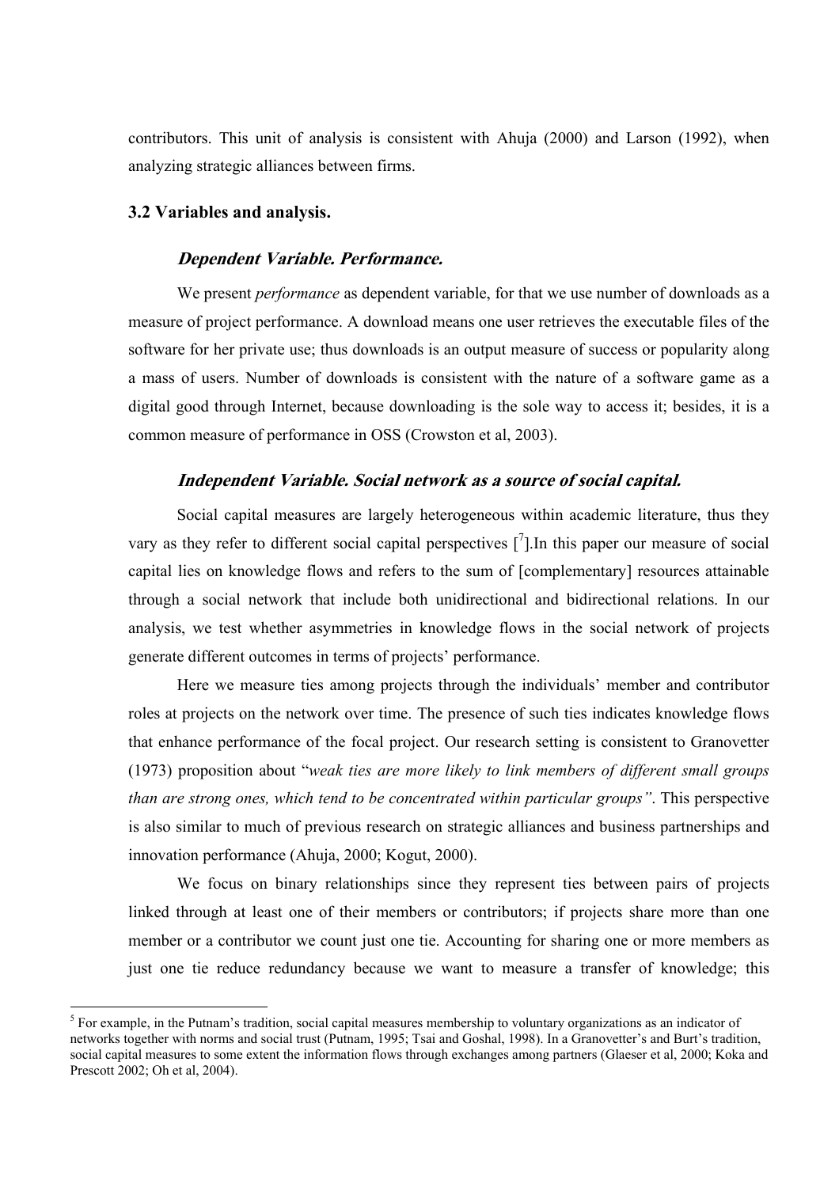contributors. This unit of analysis is consistent with Ahuja (2000) and Larson (1992), when analyzing strategic alliances between firms.

### 3.2 Variables and analysis.

#### *Dependent Variable. Performance.*

We present *performance* as dependent variable, for that we use number of downloads as a measure of project performance. A download means one user retrieves the executable files of the software for her private use; thus downloads is an output measure of success or popularity along a mass of users. Number of downloads is consistent with the nature of a software game as a digital good through Internet, because downloading is the sole way to access it; besides, it is a common measure of performance in OSS (Crowston et al, 2003).

#### *Independent Variable. Social network as a source of social capital.*

Social capital measures are largely heterogeneous within academic literature, thus they vary as they refer to different social capital perspectives [7].In this paper our measure of social capital lies on knowledge flows and refers to the sum of [complementary] resources attainable through a social network that include both unidirectional and bidirectional relations. In our analysis, we test whether asymmetries in knowledge flows in the social network of projects generate different outcomes in terms of projects' performance.

Here we measure ties among projects through the individuals' member and contributor roles at projects on the network over time. The presence of such ties indicates knowledge flows that enhance performance of the focal project. Our research setting is consistent to Granovetter (1973) proposition about "*weak ties are more likely to link members of different small groups than are strong ones, which tend to be concentrated within particular groups"*. This perspective is also similar to much of previous research on strategic alliances and business partnerships and innovation performance (Ahuja, 2000; Kogut, 2000).

We focus on binary relationships since they represent ties between pairs of projects linked through at least one of their members or contributors; if projects share more than one member or a contributor we count just one tie. Accounting for sharing one or more members as just one tie reduce redundancy because we want to measure a transfer of knowledge; this

---

[5] For example, in the Putnam's tradition, social capital measures membership to voluntary organizations as an indicator of networks together with norms and social trust (Putnam, 1995; Tsai and Goshal, 1998). In a Granovetter's and Burt's tradition, social capital measures to some extent the information flows through exchanges among partners (Glaeser et al, 2000; Koka and Prescott 2002; Oh et al, 2004).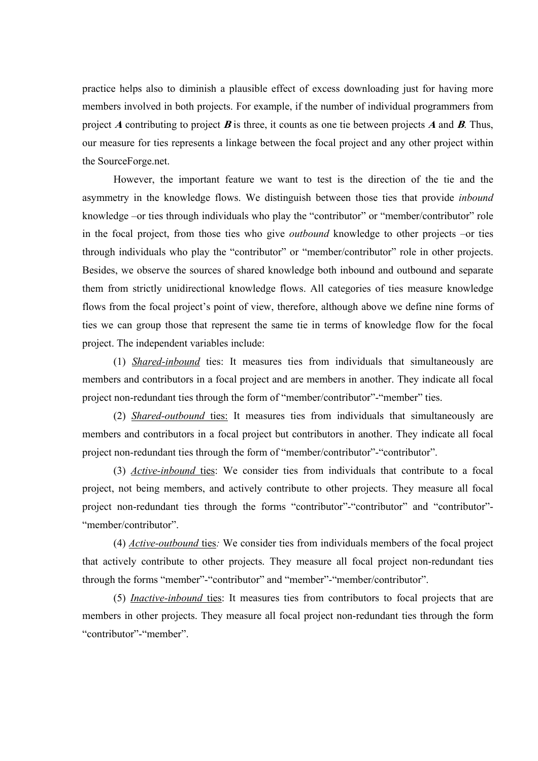practice helps also to diminish a plausible effect of excess downloading just for having more members involved in both projects. For example, if the number of individual programmers from project ***A*** contributing to project ***B*** is three, it counts as one tie between projects ***A*** and ***B***. Thus, our measure for ties represents a linkage between the focal project and any other project within the SourceForge.net.

However, the important feature we want to test is the direction of the tie and the asymmetry in the knowledge flows. We distinguish between those ties that provide *inbound* knowledge –or ties through individuals who play the "contributor" or "member/contributor" role in the focal project, from those ties who give *outbound* knowledge to other projects –or ties through individuals who play the "contributor" or "member/contributor" role in other projects. Besides, we observe the sources of shared knowledge both inbound and outbound and separate them from strictly unidirectional knowledge flows. All categories of ties measure knowledge flows from the focal project's point of view, therefore, although above we define nine forms of ties we can group those that represent the same tie in terms of knowledge flow for the focal project. The independent variables include:

(1) <u>*Shared-inbound*</u> ties: It measures ties from individuals that simultaneously are members and contributors in a focal project and are members in another. They indicate all focal project non-redundant ties through the form of "member/contributor"-"member" ties.

(2) <u>*Shared-outbound* ties:</u> It measures ties from individuals that simultaneously are members and contributors in a focal project but contributors in another. They indicate all focal project non-redundant ties through the form of "member/contributor"-"contributor".

(3) <u>*Active-inbound* ties</u>: We consider ties from individuals that contribute to a focal project, not being members, and actively contribute to other projects. They measure all focal project non-redundant ties through the forms "contributor"-"contributor" and "contributor"-"member/contributor".

(4) <u>*Active-outbound* ties</u>*:* We consider ties from individuals members of the focal project that actively contribute to other projects. They measure all focal project non-redundant ties through the forms "member"-"contributor" and "member"-"member/contributor".

(5) <u>*Inactive-inbound* ties</u>: It measures ties from contributors to focal projects that are members in other projects. They measure all focal project non-redundant ties through the form "contributor"-"member".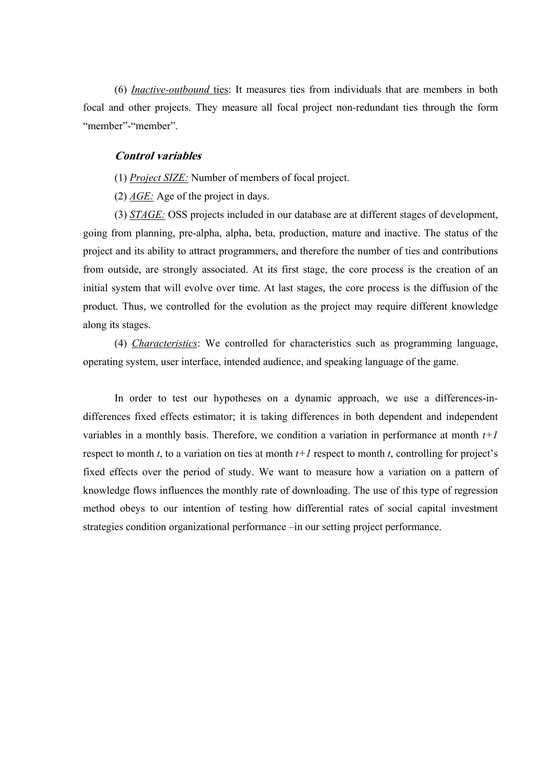(6) <u>*Inactive-outbound*</u> <u>ties</u>: It measures ties from individuals that are members in both focal and other projects. They measure all focal project non-redundant ties through the form "member"-"member".

### *Control variables*

(1) <u>*Project SIZE:*</u> Number of members of focal project.

(2) <u>*AGE:*</u> Age of the project in days.

(3) <u>*STAGE:*</u> OSS projects included in our database are at different stages of development, going from planning, pre-alpha, alpha, beta, production, mature and inactive. The status of the project and its ability to attract programmers, and therefore the number of ties and contributions from outside, are strongly associated. At its first stage, the core process is the creation of an initial system that will evolve over time. At last stages, the core process is the diffusion of the product. Thus, we controlled for the evolution as the project may require different knowledge along its stages.

(4) <u>*Characteristics*</u>: We controlled for characteristics such as programming language, operating system, user interface, intended audience, and speaking language of the game.

In order to test our hypotheses on a dynamic approach, we use a differences-in-differences fixed effects estimator; it is taking differences in both dependent and independent variables in a monthly basis. Therefore, we condition a variation in performance at month $t+1$ respect to month $t$, to a variation on ties at month $t+1$ respect to month $t$, controlling for project's fixed effects over the period of study. We want to measure how a variation on a pattern of knowledge flows influences the monthly rate of downloading. The use of this type of regression method obeys to our intention of testing how differential rates of social capital investment strategies condition organizational performance –in our setting project performance.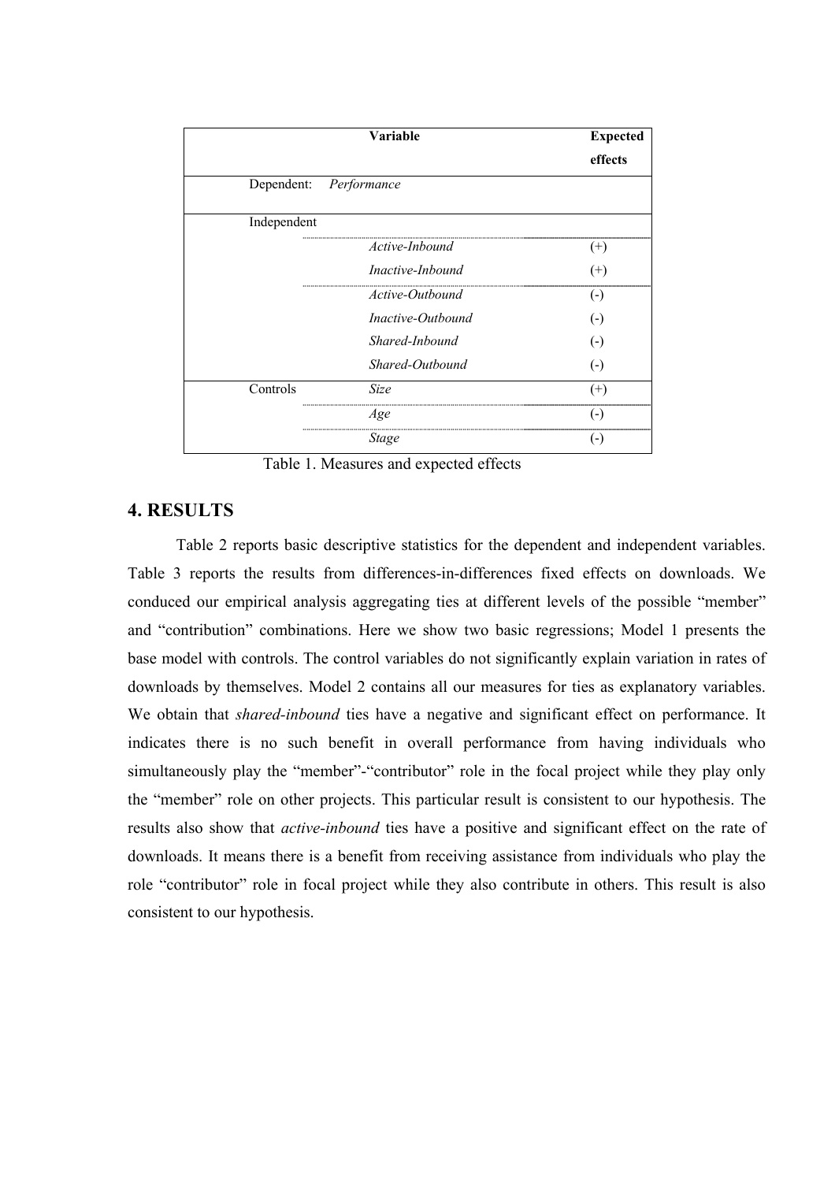| | Variable | Expected effects |
|---|---|---|
| Dependent: | *Performance* | |
| Independent | | |
| | *Active-Inbound* | (+) |
| | *Inactive-Inbound* | (+) |
| | *Active-Outbound* | (-) |
| | *Inactive-Outbound* | (-) |
| | *Shared-Inbound* | (-) |
| | *Shared-Outbound* | (-) |
| Controls | *Size* | (+) |
| | *Age* | (-) |
| | *Stage* | (-) |

Table 1. Measures and expected effects

## 4. RESULTS

Table 2 reports basic descriptive statistics for the dependent and independent variables. Table 3 reports the results from differences-in-differences fixed effects on downloads. We conduced our empirical analysis aggregating ties at different levels of the possible "member" and "contribution" combinations. Here we show two basic regressions; Model 1 presents the base model with controls. The control variables do not significantly explain variation in rates of downloads by themselves. Model 2 contains all our measures for ties as explanatory variables. We obtain that *shared-inbound* ties have a negative and significant effect on performance. It indicates there is no such benefit in overall performance from having individuals who simultaneously play the "member"-"contributor" role in the focal project while they play only the "member" role on other projects. This particular result is consistent to our hypothesis. The results also show that *active-inbound* ties have a positive and significant effect on the rate of downloads. It means there is a benefit from receiving assistance from individuals who play the role "contributor" role in focal project while they also contribute in others. This result is also consistent to our hypothesis.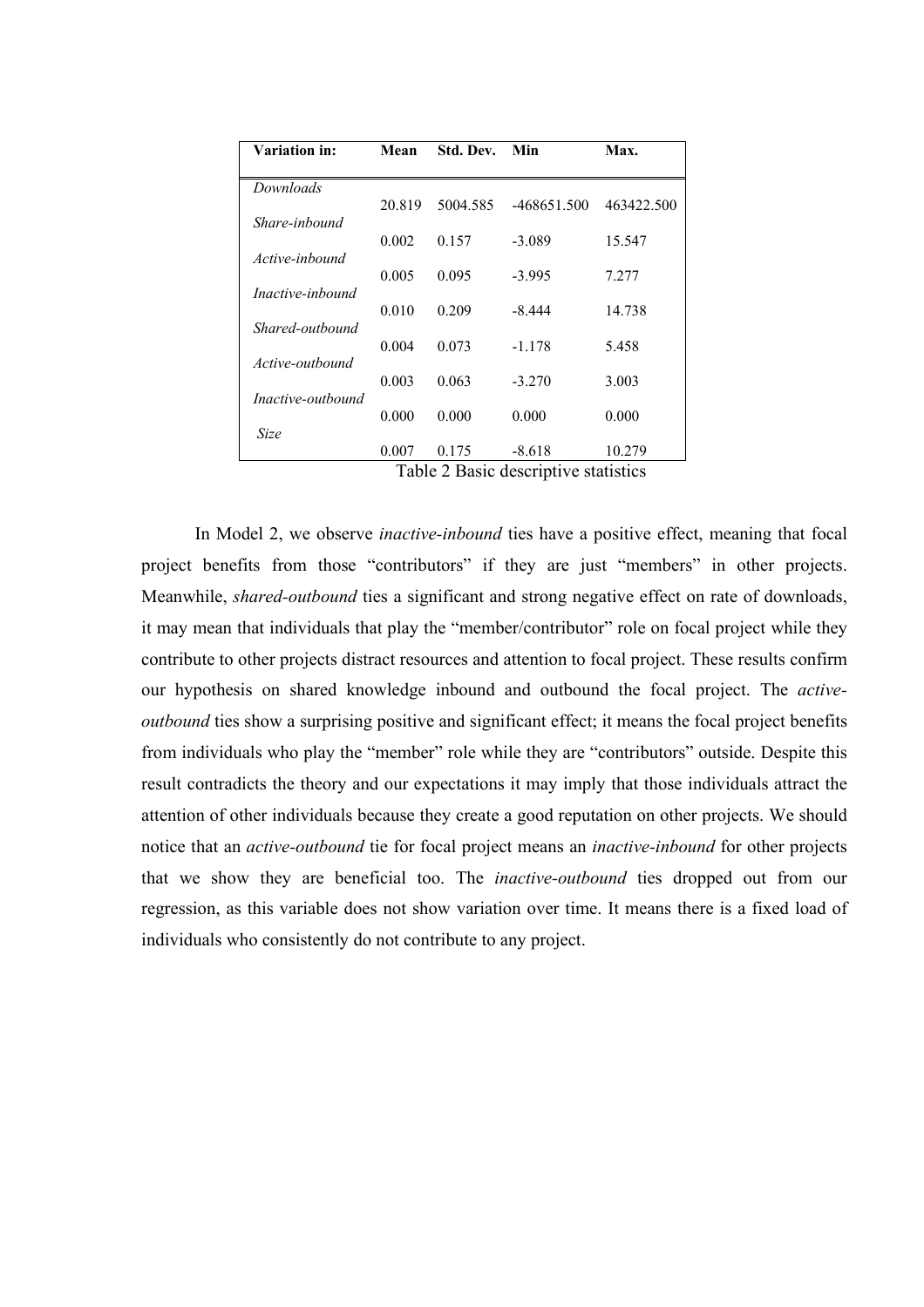| Variation in: | Mean | Std. Dev. | Min | Max. |
|---|---|---|---|---|
| *Downloads* | 20.819 | 5004.585 | -468651.500 | 463422.500 |
| *Share-inbound* | 0.002 | 0.157 | -3.089 | 15.547 |
| *Active-inbound* | 0.005 | 0.095 | -3.995 | 7.277 |
| *Inactive-inbound* | 0.010 | 0.209 | -8.444 | 14.738 |
| *Shared-outbound* | 0.004 | 0.073 | -1.178 | 5.458 |
| *Active-outbound* | 0.003 | 0.063 | -3.270 | 3.003 |
| *Inactive-outbound* | 0.000 | 0.000 | 0.000 | 0.000 |
| *Size* | 0.007 | 0.175 | -8.618 | 10.279 |

Table 2 Basic descriptive statistics

In Model 2, we observe *inactive-inbound* ties have a positive effect, meaning that focal project benefits from those "contributors" if they are just "members" in other projects. Meanwhile, *shared-outbound* ties a significant and strong negative effect on rate of downloads, it may mean that individuals that play the "member/contributor" role on focal project while they contribute to other projects distract resources and attention to focal project. These results confirm our hypothesis on shared knowledge inbound and outbound the focal project. The *active-outbound* ties show a surprising positive and significant effect; it means the focal project benefits from individuals who play the "member" role while they are "contributors" outside. Despite this result contradicts the theory and our expectations it may imply that those individuals attract the attention of other individuals because they create a good reputation on other projects. We should notice that an *active-outbound* tie for focal project means an *inactive-inbound* for other projects that we show they are beneficial too. The *inactive-outbound* ties dropped out from our regression, as this variable does not show variation over time. It means there is a fixed load of individuals who consistently do not contribute to any project.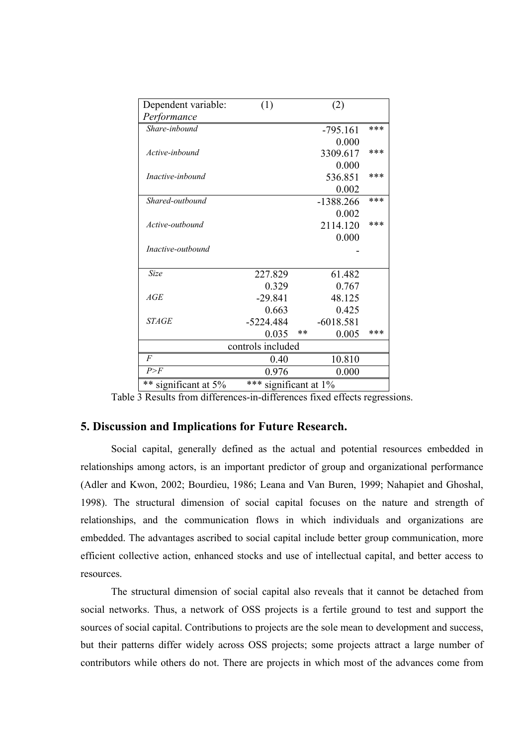| Dependent variable: *Performance* | (1) | | (2) | |
|---|---|---|---|---|
| *Share-inbound* | | | -795.161 | *** |
| | | | 0.000 | |
| *Active-inbound* | | | 3309.617 | *** |
| | | | 0.000 | |
| *Inactive-inbound* | | | 536.851 | *** |
| | | | 0.002 | |
| *Shared-outbound* | | | -1388.266 | *** |
| | | | 0.002 | |
| *Active-outbound* | | | 2114.120 | *** |
| | | | 0.000 | |
| *Inactive-outbound* | | | - | |
| *Size* | 227.829 | | 61.482 | |
| | 0.329 | | 0.767 | |
| *AGE* | -29.841 | | 48.125 | |
| | 0.663 | | 0.425 | |
| *STAGE* | -5224.484 | | -6018.581 | |
| | 0.035 | ** | 0.005 | *** |
| controls included | | | | |
| *F* | 0.40 | | 10.810 | |
| *P>F* | 0.976 | | 0.000 | |
| ** significant at 5% | *** significant at 1% | | | |

Table 3 Results from differences-in-differences fixed effects regressions.

## 5. Discussion and Implications for Future Research.

Social capital, generally defined as the actual and potential resources embedded in relationships among actors, is an important predictor of group and organizational performance (Adler and Kwon, 2002; Bourdieu, 1986; Leana and Van Buren, 1999; Nahapiet and Ghoshal, 1998). The structural dimension of social capital focuses on the nature and strength of relationships, and the communication flows in which individuals and organizations are embedded. The advantages ascribed to social capital include better group communication, more efficient collective action, enhanced stocks and use of intellectual capital, and better access to resources.

The structural dimension of social capital also reveals that it cannot be detached from social networks. Thus, a network of OSS projects is a fertile ground to test and support the sources of social capital. Contributions to projects are the sole mean to development and success, but their patterns differ widely across OSS projects; some projects attract a large number of contributors while others do not. There are projects in which most of the advances come from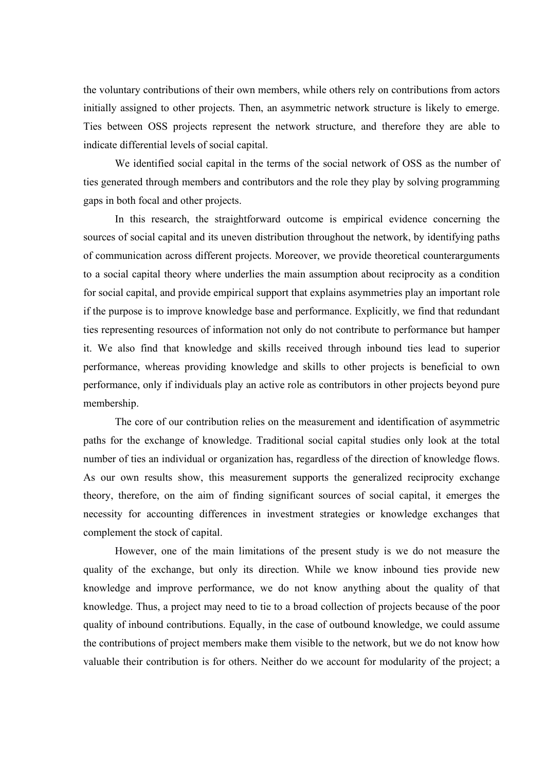the voluntary contributions of their own members, while others rely on contributions from actors initially assigned to other projects. Then, an asymmetric network structure is likely to emerge. Ties between OSS projects represent the network structure, and therefore they are able to indicate differential levels of social capital.

We identified social capital in the terms of the social network of OSS as the number of ties generated through members and contributors and the role they play by solving programming gaps in both focal and other projects.

In this research, the straightforward outcome is empirical evidence concerning the sources of social capital and its uneven distribution throughout the network, by identifying paths of communication across different projects. Moreover, we provide theoretical counterarguments to a social capital theory where underlies the main assumption about reciprocity as a condition for social capital, and provide empirical support that explains asymmetries play an important role if the purpose is to improve knowledge base and performance. Explicitly, we find that redundant ties representing resources of information not only do not contribute to performance but hamper it. We also find that knowledge and skills received through inbound ties lead to superior performance, whereas providing knowledge and skills to other projects is beneficial to own performance, only if individuals play an active role as contributors in other projects beyond pure membership.

The core of our contribution relies on the measurement and identification of asymmetric paths for the exchange of knowledge. Traditional social capital studies only look at the total number of ties an individual or organization has, regardless of the direction of knowledge flows. As our own results show, this measurement supports the generalized reciprocity exchange theory, therefore, on the aim of finding significant sources of social capital, it emerges the necessity for accounting differences in investment strategies or knowledge exchanges that complement the stock of capital.

However, one of the main limitations of the present study is we do not measure the quality of the exchange, but only its direction. While we know inbound ties provide new knowledge and improve performance, we do not know anything about the quality of that knowledge. Thus, a project may need to tie to a broad collection of projects because of the poor quality of inbound contributions. Equally, in the case of outbound knowledge, we could assume the contributions of project members make them visible to the network, but we do not know how valuable their contribution is for others. Neither do we account for modularity of the project; a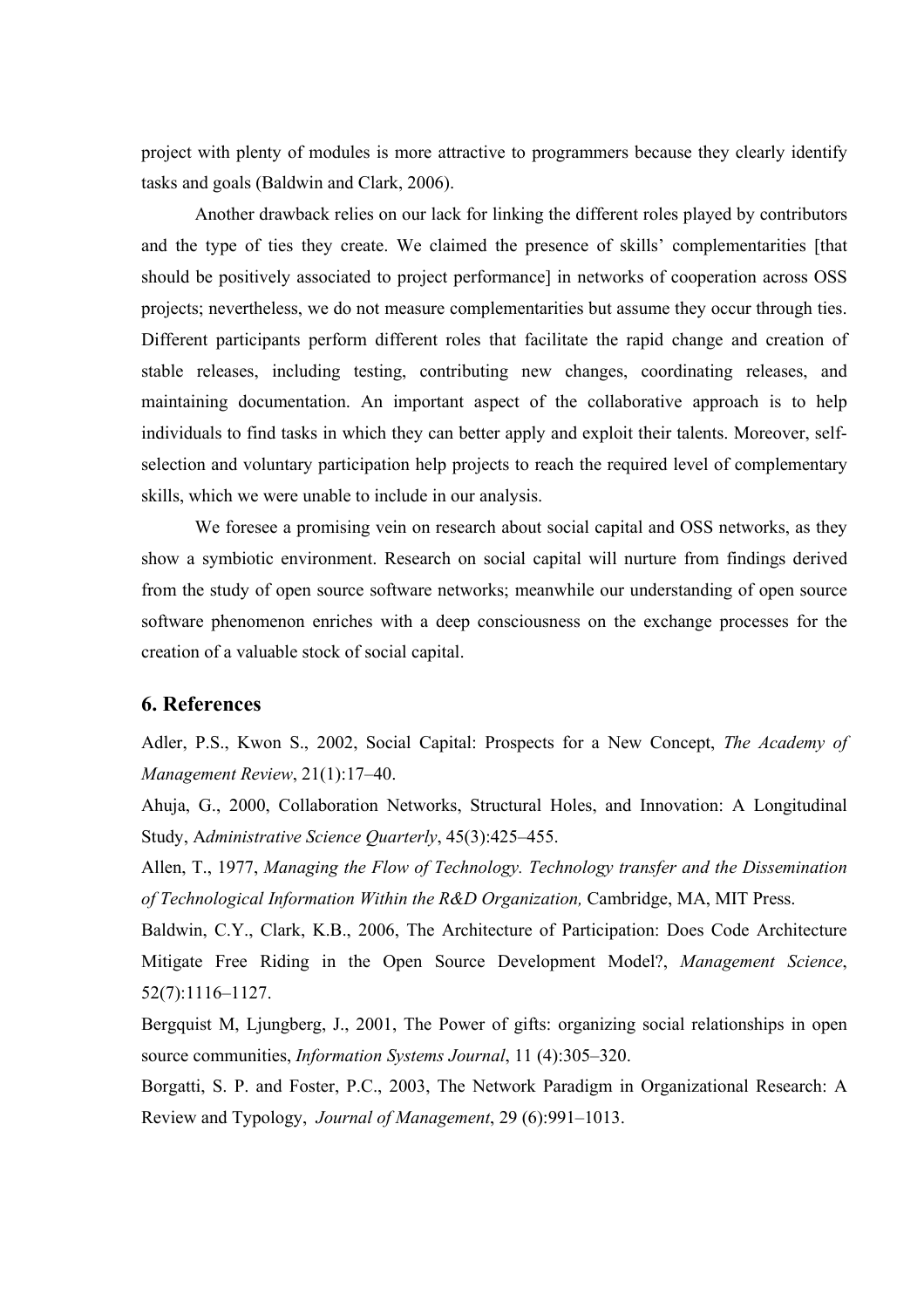project with plenty of modules is more attractive to programmers because they clearly identify tasks and goals (Baldwin and Clark, 2006).

Another drawback relies on our lack for linking the different roles played by contributors and the type of ties they create. We claimed the presence of skills' complementarities [that should be positively associated to project performance] in networks of cooperation across OSS projects; nevertheless, we do not measure complementarities but assume they occur through ties. Different participants perform different roles that facilitate the rapid change and creation of stable releases, including testing, contributing new changes, coordinating releases, and maintaining documentation. An important aspect of the collaborative approach is to help individuals to find tasks in which they can better apply and exploit their talents. Moreover, self-selection and voluntary participation help projects to reach the required level of complementary skills, which we were unable to include in our analysis.

We foresee a promising vein on research about social capital and OSS networks, as they show a symbiotic environment. Research on social capital will nurture from findings derived from the study of open source software networks; meanwhile our understanding of open source software phenomenon enriches with a deep consciousness on the exchange processes for the creation of a valuable stock of social capital.

## 6. References

Adler, P.S., Kwon S., 2002, Social Capital: Prospects for a New Concept, *The Academy of Management Review*, 21(1):17–40.

Ahuja, G., 2000, Collaboration Networks, Structural Holes, and Innovation: A Longitudinal Study, A*dministrative Science Quarterly*, 45(3):425–455.

Allen, T., 1977, *Managing the Flow of Technology. Technology transfer and the Dissemination of Technological Information Within the R&D Organization,* Cambridge, MA, MIT Press.

Baldwin, C.Y., Clark, K.B., 2006, The Architecture of Participation: Does Code Architecture Mitigate Free Riding in the Open Source Development Model?, *Management Science*, 52(7):1116–1127.

Bergquist M, Ljungberg, J., 2001, The Power of gifts: organizing social relationships in open source communities, *Information Systems Journal*, 11 (4):305–320.

Borgatti, S. P. and Foster, P.C., 2003, The Network Paradigm in Organizational Research: A Review and Typology, *Journal of Management*, 29 (6):991–1013.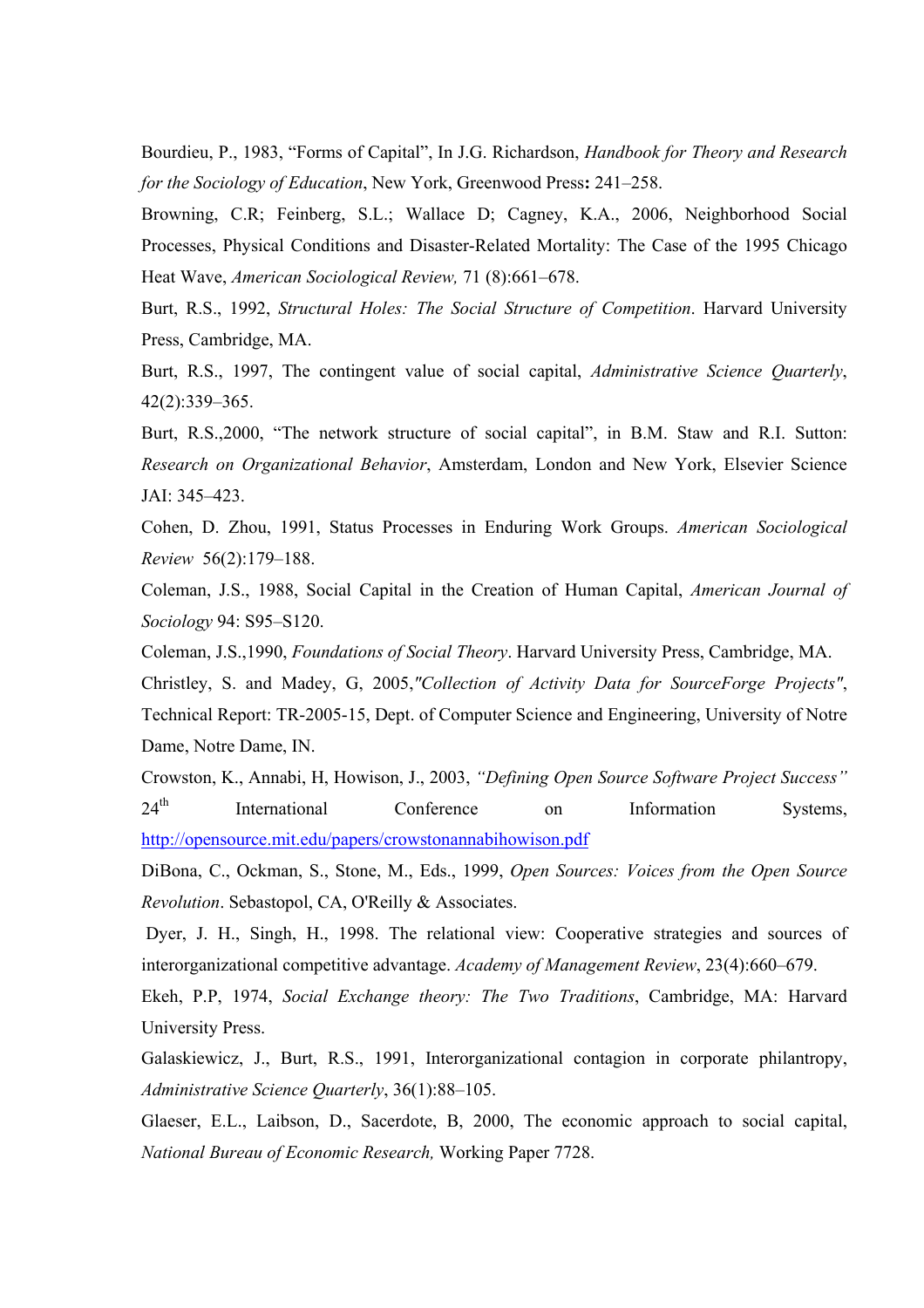Bourdieu, P., 1983, “Forms of Capital”, In J.G. Richardson, *Handbook for Theory and Research for the Sociology of Education*, New York, Greenwood Press**:** 241–258.

Browning, C.R; Feinberg, S.L.; Wallace D; Cagney, K.A., 2006, Neighborhood Social Processes, Physical Conditions and Disaster-Related Mortality: The Case of the 1995 Chicago Heat Wave, *American Sociological Review,* 71 (8):661–678.

Burt, R.S., 1992, *Structural Holes: The Social Structure of Competition*. Harvard University Press, Cambridge, MA.

Burt, R.S., 1997, The contingent value of social capital, *Administrative Science Quarterly*, 42(2):339–365.

Burt, R.S.,2000, “The network structure of social capital”, in B.M. Staw and R.I. Sutton: *Research on Organizational Behavior*, Amsterdam, London and New York, Elsevier Science JAI: 345–423.

Cohen, D. Zhou, 1991, Status Processes in Enduring Work Groups. *American Sociological Review* 56(2):179–188.

Coleman, J.S., 1988, Social Capital in the Creation of Human Capital, *American Journal of Sociology* 94: S95–S120.

Coleman, J.S.,1990, *Foundations of Social Theory*. Harvard University Press, Cambridge, MA.

Christley, S. and Madey, G, 2005,*"Collection of Activity Data for SourceForge Projects"*, Technical Report: TR-2005-15, Dept. of Computer Science and Engineering, University of Notre Dame, Notre Dame, IN.

Crowston, K., Annabi, H, Howison, J., 2003, *“Defining Open Source Software Project Success”* 24th International Conference on Information Systems, http://opensource.mit.edu/papers/crowstonannabihowison.pdf

DiBona, C., Ockman, S., Stone, M., Eds., 1999, *Open Sources: Voices from the Open Source Revolution*. Sebastopol, CA, O'Reilly & Associates.

Dyer, J. H., Singh, H., 1998. The relational view: Cooperative strategies and sources of interorganizational competitive advantage. *Academy of Management Review*, 23(4):660–679.

Ekeh, P.P, 1974, *Social Exchange theory: The Two Traditions*, Cambridge, MA: Harvard University Press.

Galaskiewicz, J., Burt, R.S., 1991, Interorganizational contagion in corporate philantropy, *Administrative Science Quarterly*, 36(1):88–105.

Glaeser, E.L., Laibson, D., Sacerdote, B, 2000, The economic approach to social capital, *National Bureau of Economic Research,* Working Paper 7728.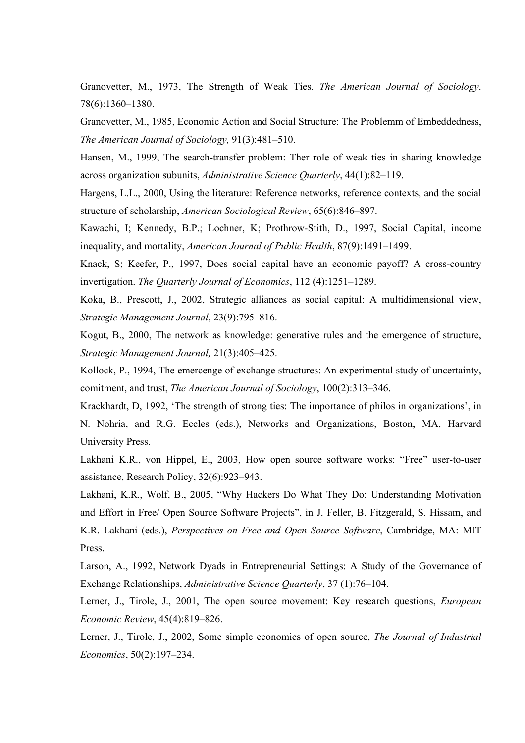Granovetter, M., 1973, The Strength of Weak Ties. *The American Journal of Sociology*. 78(6):1360–1380.

Granovetter, M., 1985, Economic Action and Social Structure: The Problemm of Embeddedness, *The American Journal of Sociology,* 91(3):481–510.

Hansen, M., 1999, The search-transfer problem: Ther role of weak ties in sharing knowledge across organization subunits, *Administrative Science Quarterly*, 44(1):82–119.

Hargens, L.L., 2000, Using the literature: Reference networks, reference contexts, and the social structure of scholarship, *American Sociological Review*, 65(6):846–897.

Kawachi, I; Kennedy, B.P.; Lochner, K; Prothrow-Stith, D., 1997, Social Capital, income inequality, and mortality, *American Journal of Public Health*, 87(9):1491–1499.

Knack, S; Keefer, P., 1997, Does social capital have an economic payoff? A cross-country invertigation. *The Quarterly Journal of Economics*, 112 (4):1251–1289.

Koka, B., Prescott, J., 2002, Strategic alliances as social capital: A multidimensional view, *Strategic Management Journal*, 23(9):795–816.

Kogut, B., 2000, The network as knowledge: generative rules and the emergence of structure, *Strategic Management Journal,* 21(3):405–425.

Kollock, P., 1994, The emercenge of exchange structures: An experimental study of uncertainty, comitment, and trust, *The American Journal of Sociology*, 100(2):313–346.

Krackhardt, D, 1992, 'The strength of strong ties: The importance of philos in organizations', in N. Nohria, and R.G. Eccles (eds.), Networks and Organizations, Boston, MA, Harvard University Press.

Lakhani K.R., von Hippel, E., 2003, How open source software works: "Free" user-to-user assistance, Research Policy, 32(6):923–943.

Lakhani, K.R., Wolf, B., 2005, "Why Hackers Do What They Do: Understanding Motivation and Effort in Free/ Open Source Software Projects", in J. Feller, B. Fitzgerald, S. Hissam, and K.R. Lakhani (eds.), *Perspectives on Free and Open Source Software*, Cambridge, MA: MIT Press.

Larson, A., 1992, Network Dyads in Entrepreneurial Settings: A Study of the Governance of Exchange Relationships, *Administrative Science Quarterly*, 37 (1):76–104.

Lerner, J., Tirole, J., 2001, The open source movement: Key research questions, *European Economic Review*, 45(4):819–826.

Lerner, J., Tirole, J., 2002, Some simple economics of open source, *The Journal of Industrial Economics*, 50(2):197–234.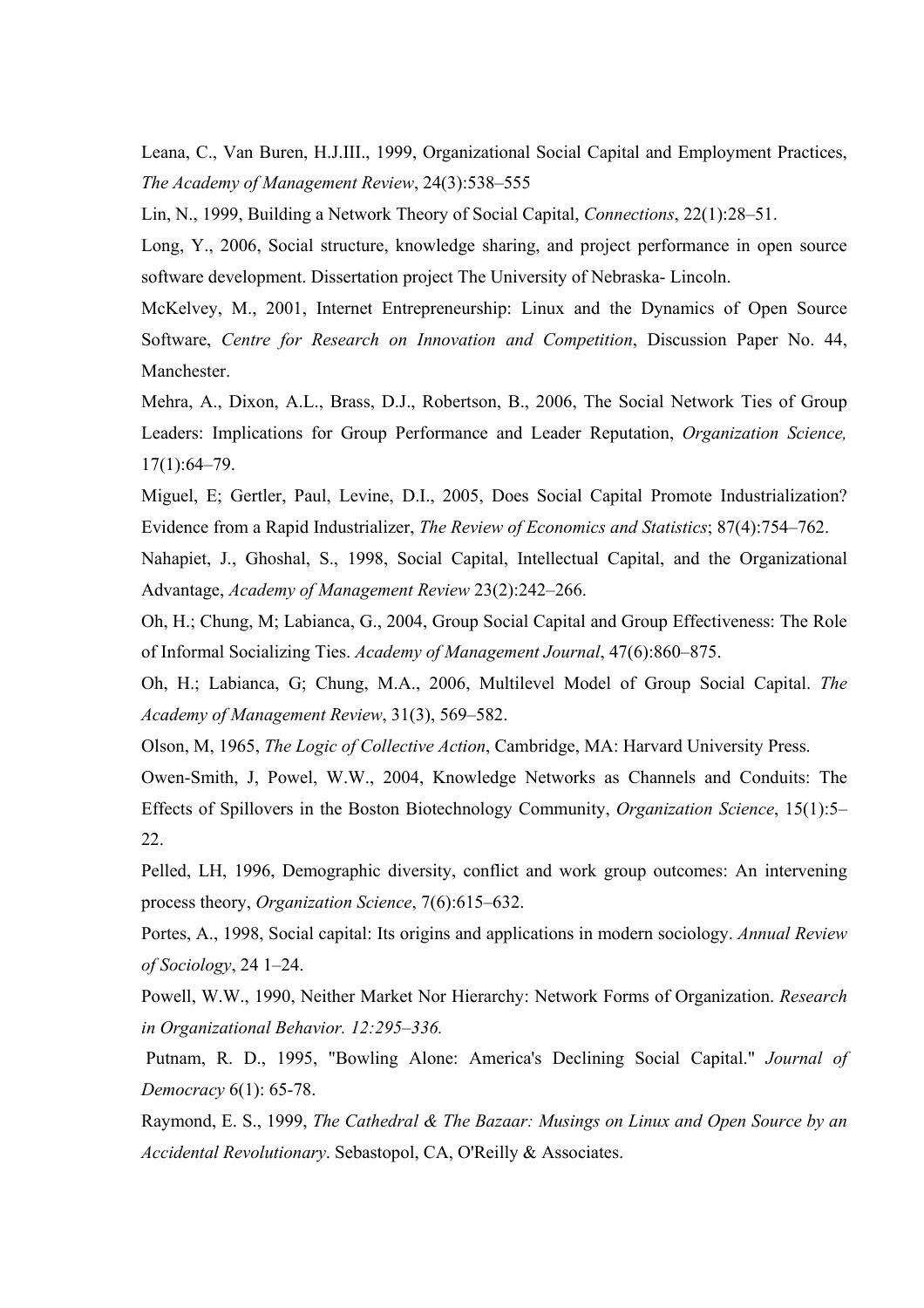Leana, C., Van Buren, H.J.III., 1999, Organizational Social Capital and Employment Practices, *The Academy of Management Review*, 24(3):538–555

Lin, N., 1999, Building a Network Theory of Social Capital, *Connections*, 22(1):28–51.

Long, Y., 2006, Social structure, knowledge sharing, and project performance in open source software development. Dissertation project The University of Nebraska- Lincoln.

McKelvey, M., 2001, Internet Entrepreneurship: Linux and the Dynamics of Open Source Software, *Centre for Research on Innovation and Competition*, Discussion Paper No. 44, Manchester.

Mehra, A., Dixon, A.L., Brass, D.J., Robertson, B., 2006, The Social Network Ties of Group Leaders: Implications for Group Performance and Leader Reputation, *Organization Science,* 17(1):64–79.

Miguel, E; Gertler, Paul, Levine, D.I., 2005, Does Social Capital Promote Industrialization? Evidence from a Rapid Industrializer, *The Review of Economics and Statistics*; 87(4):754–762.

Nahapiet, J., Ghoshal, S., 1998, Social Capital, Intellectual Capital, and the Organizational Advantage, *Academy of Management Review* 23(2):242–266.

Oh, H.; Chung, M; Labianca, G., 2004, Group Social Capital and Group Effectiveness: The Role of Informal Socializing Ties. *Academy of Management Journal*, 47(6):860–875.

Oh, H.; Labianca, G; Chung, M.A., 2006, Multilevel Model of Group Social Capital. *The Academy of Management Review*, 31(3), 569–582.

Olson, M, 1965, *The Logic of Collective Action*, Cambridge, MA: Harvard University Press.

Owen-Smith, J, Powel, W.W., 2004, Knowledge Networks as Channels and Conduits: The Effects of Spillovers in the Boston Biotechnology Community, *Organization Science*, 15(1):5–22.

Pelled, LH, 1996, Demographic diversity, conflict and work group outcomes: An intervening process theory, *Organization Science*, 7(6):615–632.

Portes, A., 1998, Social capital: Its origins and applications in modern sociology. *Annual Review of Sociology*, 24 1–24.

Powell, W.W., 1990, Neither Market Nor Hierarchy: Network Forms of Organization. *Research in Organizational Behavior. 12:295–336.*

Putnam, R. D., 1995, "Bowling Alone: America's Declining Social Capital." *Journal of Democracy* 6(1): 65-78.

Raymond, E. S., 1999, *The Cathedral & The Bazaar: Musings on Linux and Open Source by an Accidental Revolutionary*. Sebastopol, CA, O'Reilly & Associates.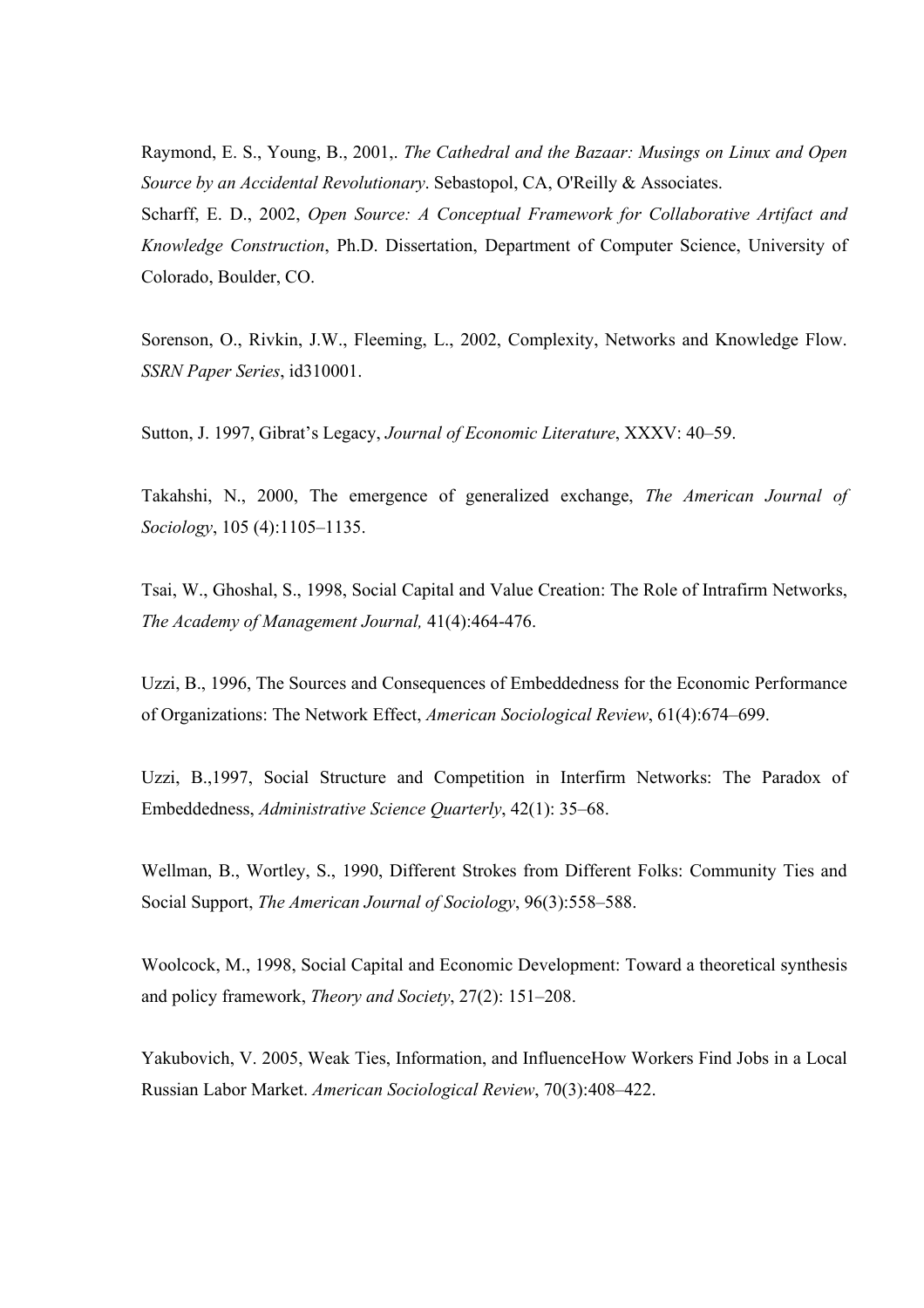Raymond, E. S., Young, B., 2001,. *The Cathedral and the Bazaar: Musings on Linux and Open Source by an Accidental Revolutionary*. Sebastopol, CA, O'Reilly & Associates.

Scharff, E. D., 2002, *Open Source: A Conceptual Framework for Collaborative Artifact and Knowledge Construction*, Ph.D. Dissertation, Department of Computer Science, University of Colorado, Boulder, CO.

Sorenson, O., Rivkin, J.W., Fleeming, L., 2002, Complexity, Networks and Knowledge Flow. *SSRN Paper Series*, id310001.

Sutton, J. 1997, Gibrat's Legacy, *Journal of Economic Literature*, XXXV: 40–59.

Takahshi, N., 2000, The emergence of generalized exchange, *The American Journal of Sociology*, 105 (4):1105–1135.

Tsai, W., Ghoshal, S., 1998, Social Capital and Value Creation: The Role of Intrafirm Networks, *The Academy of Management Journal,* 41(4):464-476.

Uzzi, B., 1996, The Sources and Consequences of Embeddedness for the Economic Performance of Organizations: The Network Effect, *American Sociological Review*, 61(4):674–699.

Uzzi, B.,1997, Social Structure and Competition in Interfirm Networks: The Paradox of Embeddedness, *Administrative Science Quarterly*, 42(1): 35–68.

Wellman, B., Wortley, S., 1990, Different Strokes from Different Folks: Community Ties and Social Support, *The American Journal of Sociology*, 96(3):558–588.

Woolcock, M., 1998, Social Capital and Economic Development: Toward a theoretical synthesis and policy framework, *Theory and Society*, 27(2): 151–208.

Yakubovich, V. 2005, Weak Ties, Information, and InfluenceHow Workers Find Jobs in a Local Russian Labor Market. *American Sociological Review*, 70(3):408–422.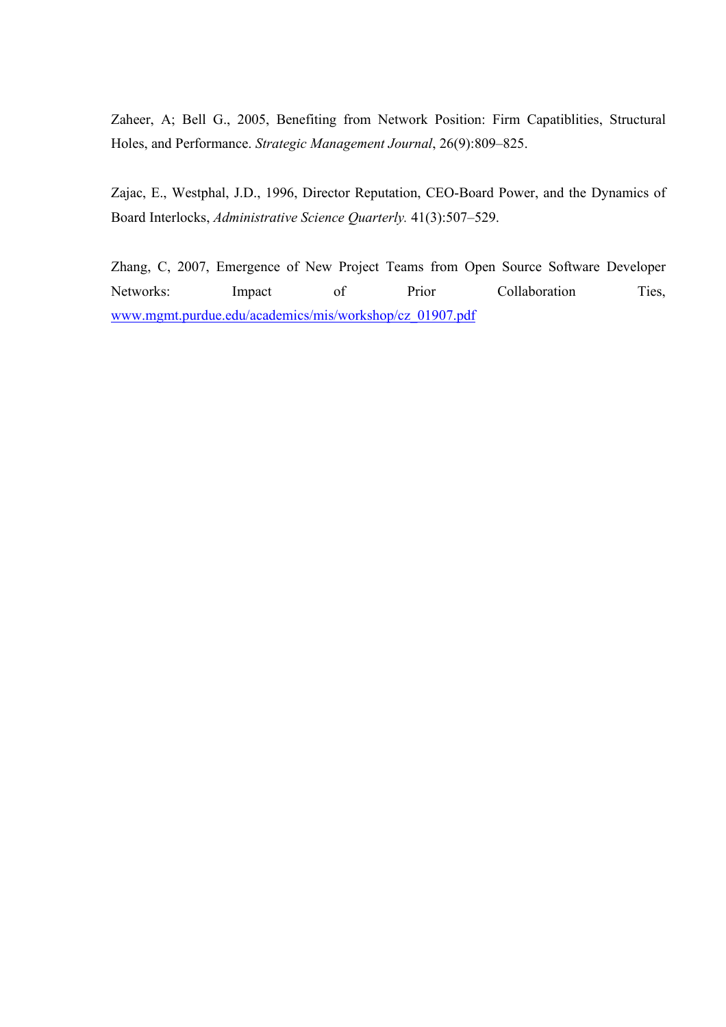Zaheer, A; Bell G., 2005, Benefiting from Network Position: Firm Capatiblities, Structural Holes, and Performance. *Strategic Management Journal*, 26(9):809–825.

Zajac, E., Westphal, J.D., 1996, Director Reputation, CEO-Board Power, and the Dynamics of Board Interlocks, *Administrative Science Quarterly.* 41(3):507–529.

Zhang, C, 2007, Emergence of New Project Teams from Open Source Software Developer Networks: Impact of Prior Collaboration Ties, www.mgmt.purdue.edu/academics/mis/workshop/cz_01907.pdf